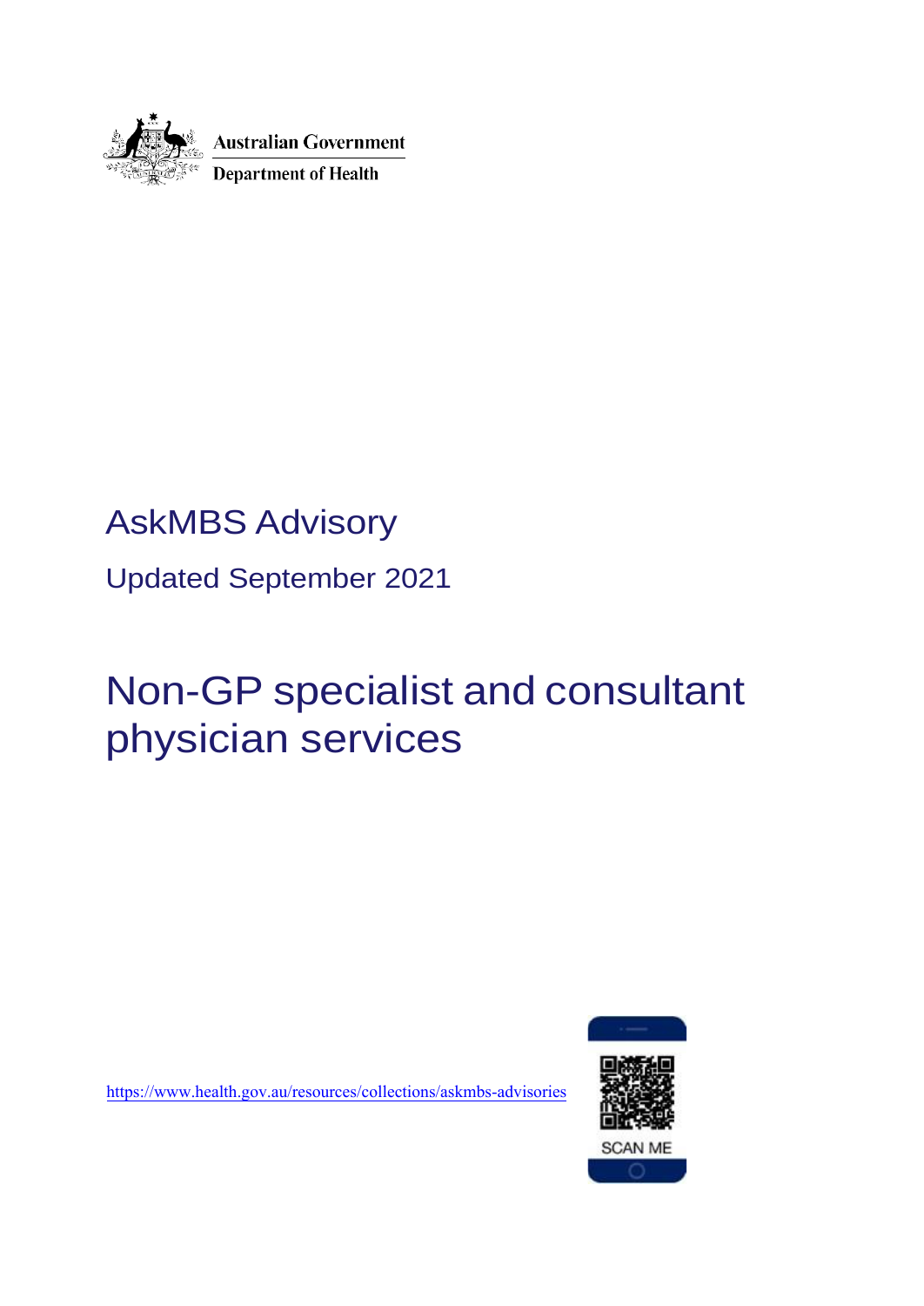Australian Government

Department of Health

# AskMBS Advisory

Updated September 2021

# Non-GP specialist and consultant physician services

https://www.health.gov.au/resources/collections/askmbs-advisories

SCAN ME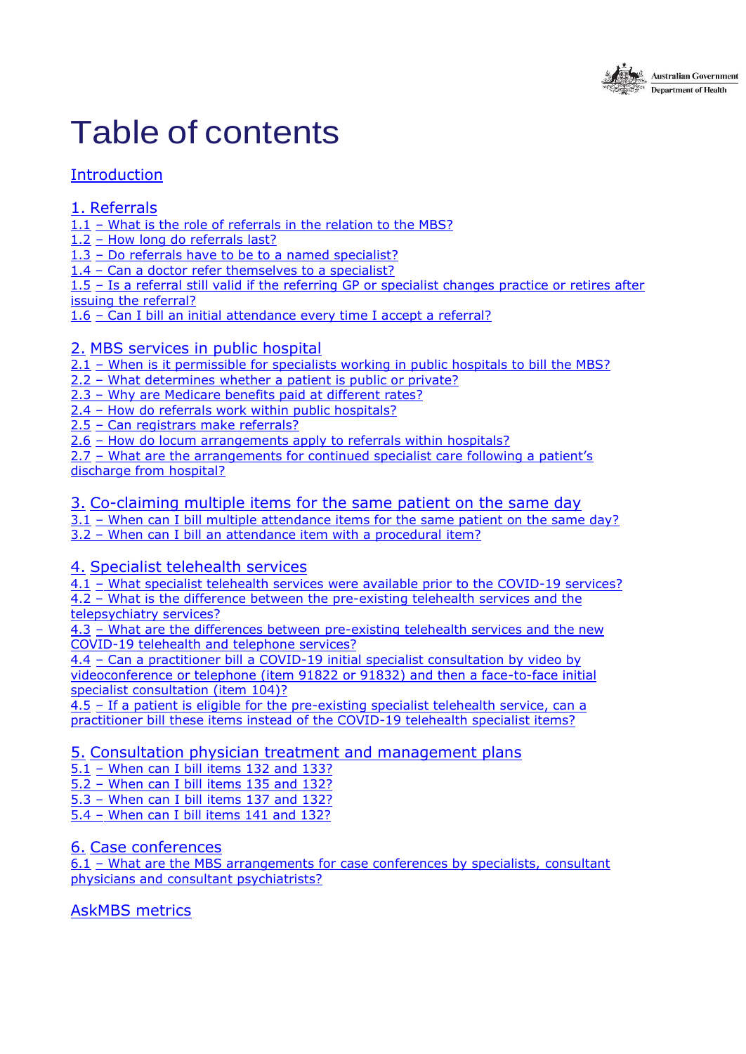# Table of contents

Introduction

1. Referrals

1.1 – What is the role of referrals in the relation to the MBS?
1.2 – How long do referrals last?
1.3 – Do referrals have to be to a named specialist?
1.4 – Can a doctor refer themselves to a specialist?
1.5 – Is a referral still valid if the referring GP or specialist changes practice or retires after issuing the referral?
1.6 – Can I bill an initial attendance every time I accept a referral?

2. MBS services in public hospital

2.1 – When is it permissible for specialists working in public hospitals to bill the MBS?
2.2 – What determines whether a patient is public or private?
2.3 – Why are Medicare benefits paid at different rates?
2.4 – How do referrals work within public hospitals?
2.5 – Can registrars make referrals?
2.6 – How do locum arrangements apply to referrals within hospitals?
2.7 – What are the arrangements for continued specialist care following a patient's discharge from hospital?

3. Co-claiming multiple items for the same patient on the same day

3.1 – When can I bill multiple attendance items for the same patient on the same day?
3.2 – When can I bill an attendance item with a procedural item?

4. Specialist telehealth services

4.1 – What specialist telehealth services were available prior to the COVID-19 services?
4.2 – What is the difference between the pre-existing telehealth services and the telepsychiatry services?
4.3 – What are the differences between pre-existing telehealth services and the new COVID-19 telehealth and telephone services?
4.4 – Can a practitioner bill a COVID-19 initial specialist consultation by video by videoconference or telephone (item 91822 or 91832) and then a face-to-face initial specialist consultation (item 104)?
4.5 – If a patient is eligible for the pre-existing specialist telehealth service, can a practitioner bill these items instead of the COVID-19 telehealth specialist items?

5. Consultation physician treatment and management plans

5.1 – When can I bill items 132 and 133?
5.2 – When can I bill items 135 and 132?
5.3 – When can I bill items 137 and 132?
5.4 – When can I bill items 141 and 132?

6. Case conferences

6.1 – What are the MBS arrangements for case conferences by specialists, consultant physicians and consultant psychiatrists?

AskMBS metrics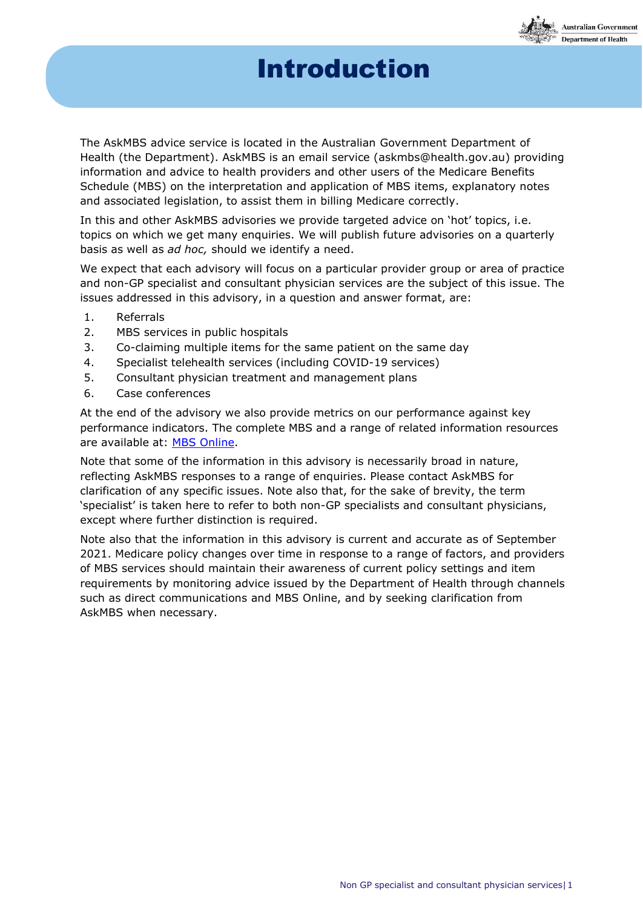# Introduction

The AskMBS advice service is located in the Australian Government Department of Health (the Department). AskMBS is an email service (askmbs@health.gov.au) providing information and advice to health providers and other users of the Medicare Benefits Schedule (MBS) on the interpretation and application of MBS items, explanatory notes and associated legislation, to assist them in billing Medicare correctly.

In this and other AskMBS advisories we provide targeted advice on 'hot' topics, i.e. topics on which we get many enquiries. We will publish future advisories on a quarterly basis as well as *ad hoc,* should we identify a need.

We expect that each advisory will focus on a particular provider group or area of practice and non-GP specialist and consultant physician services are the subject of this issue. The issues addressed in this advisory, in a question and answer format, are:

1. Referrals
2. MBS services in public hospitals
3. Co-claiming multiple items for the same patient on the same day
4. Specialist telehealth services (including COVID-19 services)
5. Consultant physician treatment and management plans
6. Case conferences

At the end of the advisory we also provide metrics on our performance against key performance indicators. The complete MBS and a range of related information resources are available at: [MBS Online](MBS Online).

Note that some of the information in this advisory is necessarily broad in nature, reflecting AskMBS responses to a range of enquiries. Please contact AskMBS for clarification of any specific issues. Note also that, for the sake of brevity, the term 'specialist' is taken here to refer to both non-GP specialists and consultant physicians, except where further distinction is required.

Note also that the information in this advisory is current and accurate as of September 2021. Medicare policy changes over time in response to a range of factors, and providers of MBS services should maintain their awareness of current policy settings and item requirements by monitoring advice issued by the Department of Health through channels such as direct communications and MBS Online, and by seeking clarification from AskMBS when necessary.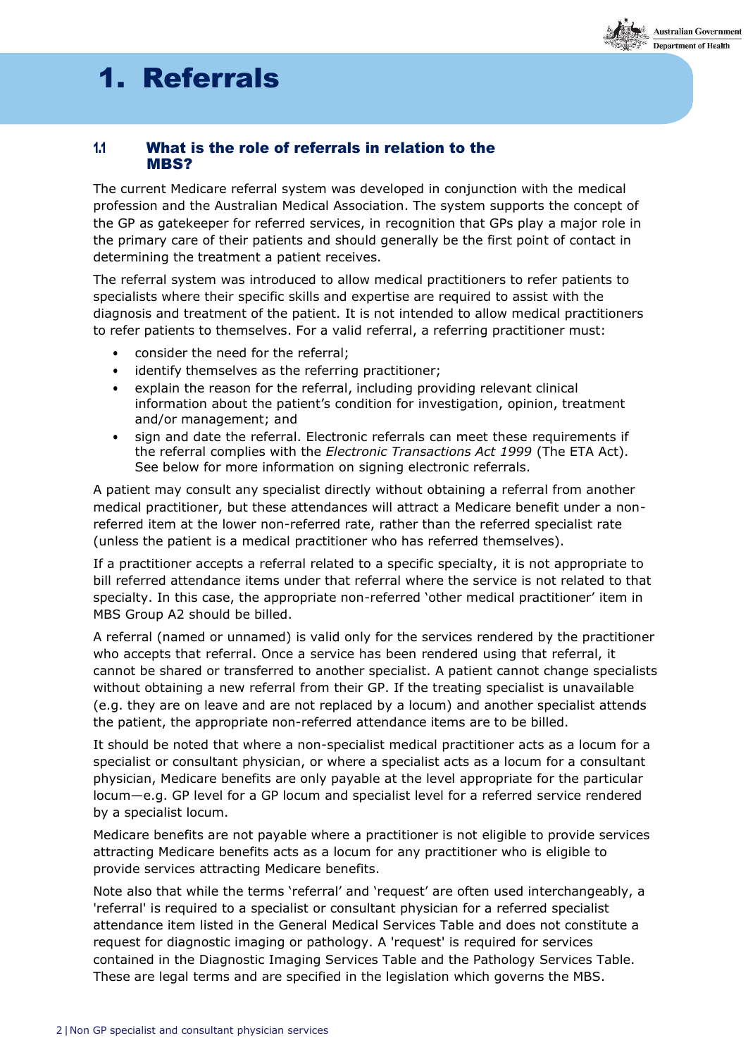# 1. Referrals

## 1.1 What is the role of referrals in relation to the MBS?

The current Medicare referral system was developed in conjunction with the medical profession and the Australian Medical Association. The system supports the concept of the GP as gatekeeper for referred services, in recognition that GPs play a major role in the primary care of their patients and should generally be the first point of contact in determining the treatment a patient receives.

The referral system was introduced to allow medical practitioners to refer patients to specialists where their specific skills and expertise are required to assist with the diagnosis and treatment of the patient. It is not intended to allow medical practitioners to refer patients to themselves. For a valid referral, a referring practitioner must:

- consider the need for the referral;
- identify themselves as the referring practitioner;
- explain the reason for the referral, including providing relevant clinical information about the patient's condition for investigation, opinion, treatment and/or management; and
- sign and date the referral. Electronic referrals can meet these requirements if the referral complies with the *Electronic Transactions Act 1999* (The ETA Act). See below for more information on signing electronic referrals.

A patient may consult any specialist directly without obtaining a referral from another medical practitioner, but these attendances will attract a Medicare benefit under a non-referred item at the lower non-referred rate, rather than the referred specialist rate (unless the patient is a medical practitioner who has referred themselves).

If a practitioner accepts a referral related to a specific specialty, it is not appropriate to bill referred attendance items under that referral where the service is not related to that specialty. In this case, the appropriate non-referred 'other medical practitioner' item in MBS Group A2 should be billed.

A referral (named or unnamed) is valid only for the services rendered by the practitioner who accepts that referral. Once a service has been rendered using that referral, it cannot be shared or transferred to another specialist. A patient cannot change specialists without obtaining a new referral from their GP. If the treating specialist is unavailable (e.g. they are on leave and are not replaced by a locum) and another specialist attends the patient, the appropriate non-referred attendance items are to be billed.

It should be noted that where a non-specialist medical practitioner acts as a locum for a specialist or consultant physician, or where a specialist acts as a locum for a consultant physician, Medicare benefits are only payable at the level appropriate for the particular locum—e.g. GP level for a GP locum and specialist level for a referred service rendered by a specialist locum.

Medicare benefits are not payable where a practitioner is not eligible to provide services attracting Medicare benefits acts as a locum for any practitioner who is eligible to provide services attracting Medicare benefits.

Note also that while the terms 'referral' and 'request' are often used interchangeably, a 'referral' is required to a specialist or consultant physician for a referred specialist attendance item listed in the General Medical Services Table and does not constitute a request for diagnostic imaging or pathology. A 'request' is required for services contained in the Diagnostic Imaging Services Table and the Pathology Services Table. These are legal terms and are specified in the legislation which governs the MBS.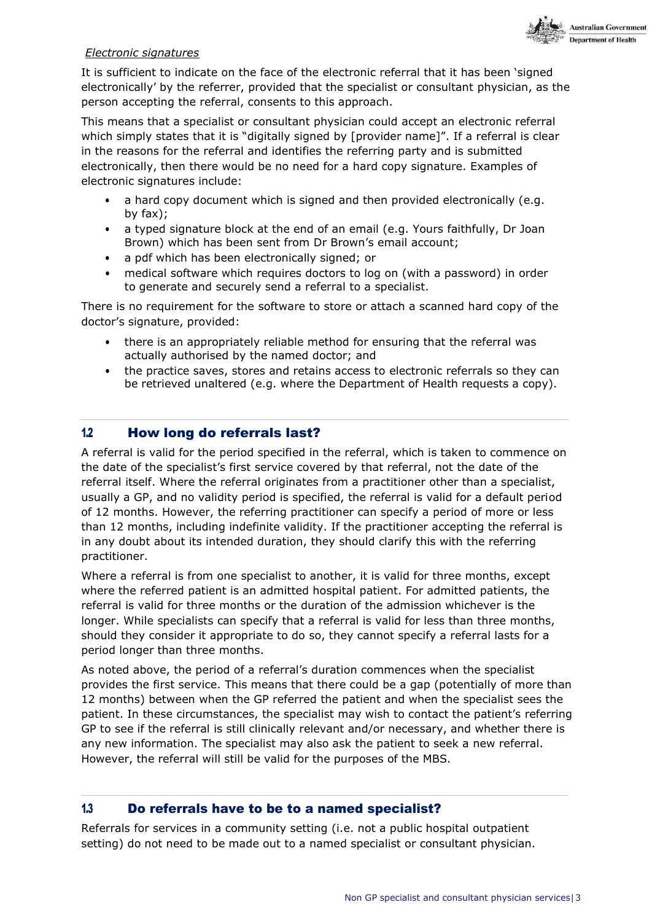*Electronic signatures*

It is sufficient to indicate on the face of the electronic referral that it has been 'signed electronically' by the referrer, provided that the specialist or consultant physician, as the person accepting the referral, consents to this approach.

This means that a specialist or consultant physician could accept an electronic referral which simply states that it is "digitally signed by [provider name]". If a referral is clear in the reasons for the referral and identifies the referring party and is submitted electronically, then there would be no need for a hard copy signature. Examples of electronic signatures include:

- a hard copy document which is signed and then provided electronically (e.g. by fax);
- a typed signature block at the end of an email (e.g. Yours faithfully, Dr Joan Brown) which has been sent from Dr Brown's email account;
- a pdf which has been electronically signed; or
- medical software which requires doctors to log on (with a password) in order to generate and securely send a referral to a specialist.

There is no requirement for the software to store or attach a scanned hard copy of the doctor's signature, provided:

- there is an appropriately reliable method for ensuring that the referral was actually authorised by the named doctor; and
- the practice saves, stores and retains access to electronic referrals so they can be retrieved unaltered (e.g. where the Department of Health requests a copy).

## 1.2 How long do referrals last?

A referral is valid for the period specified in the referral, which is taken to commence on the date of the specialist's first service covered by that referral, not the date of the referral itself. Where the referral originates from a practitioner other than a specialist, usually a GP, and no validity period is specified, the referral is valid for a default period of 12 months. However, the referring practitioner can specify a period of more or less than 12 months, including indefinite validity. If the practitioner accepting the referral is in any doubt about its intended duration, they should clarify this with the referring practitioner.

Where a referral is from one specialist to another, it is valid for three months, except where the referred patient is an admitted hospital patient. For admitted patients, the referral is valid for three months or the duration of the admission whichever is the longer. While specialists can specify that a referral is valid for less than three months, should they consider it appropriate to do so, they cannot specify a referral lasts for a period longer than three months.

As noted above, the period of a referral's duration commences when the specialist provides the first service. This means that there could be a gap (potentially of more than 12 months) between when the GP referred the patient and when the specialist sees the patient. In these circumstances, the specialist may wish to contact the patient's referring GP to see if the referral is still clinically relevant and/or necessary, and whether there is any new information. The specialist may also ask the patient to seek a new referral. However, the referral will still be valid for the purposes of the MBS.

## 1.3 Do referrals have to be to a named specialist?

Referrals for services in a community setting (i.e. not a public hospital outpatient setting) do not need to be made out to a named specialist or consultant physician.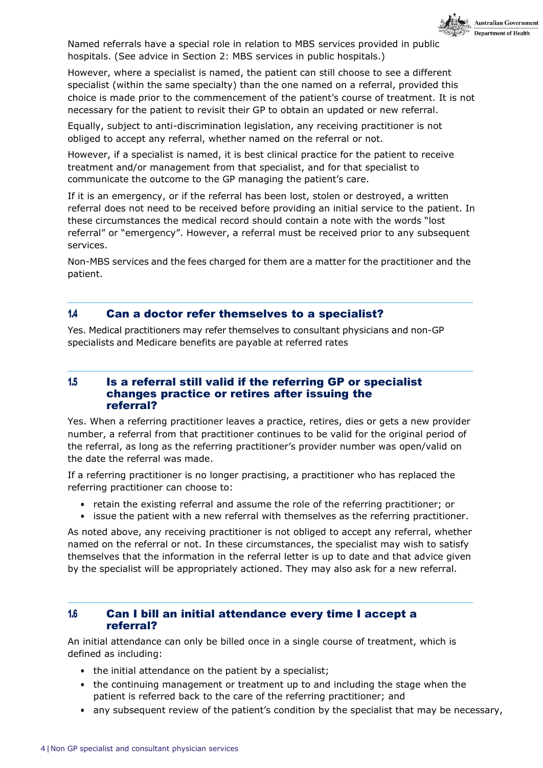Named referrals have a special role in relation to MBS services provided in public hospitals. (See advice in Section 2: MBS services in public hospitals.)

However, where a specialist is named, the patient can still choose to see a different specialist (within the same specialty) than the one named on a referral, provided this choice is made prior to the commencement of the patient's course of treatment. It is not necessary for the patient to revisit their GP to obtain an updated or new referral.

Equally, subject to anti-discrimination legislation, any receiving practitioner is not obliged to accept any referral, whether named on the referral or not.

However, if a specialist is named, it is best clinical practice for the patient to receive treatment and/or management from that specialist, and for that specialist to communicate the outcome to the GP managing the patient's care.

If it is an emergency, or if the referral has been lost, stolen or destroyed, a written referral does not need to be received before providing an initial service to the patient. In these circumstances the medical record should contain a note with the words "lost referral" or "emergency". However, a referral must be received prior to any subsequent services.

Non-MBS services and the fees charged for them are a matter for the practitioner and the patient.

## 1.4 Can a doctor refer themselves to a specialist?

Yes. Medical practitioners may refer themselves to consultant physicians and non-GP specialists and Medicare benefits are payable at referred rates

## 1.5 Is a referral still valid if the referring GP or specialist changes practice or retires after issuing the referral?

Yes. When a referring practitioner leaves a practice, retires, dies or gets a new provider number, a referral from that practitioner continues to be valid for the original period of the referral, as long as the referring practitioner's provider number was open/valid on the date the referral was made.

If a referring practitioner is no longer practising, a practitioner who has replaced the referring practitioner can choose to:

- retain the existing referral and assume the role of the referring practitioner; or
- issue the patient with a new referral with themselves as the referring practitioner.

As noted above, any receiving practitioner is not obliged to accept any referral, whether named on the referral or not. In these circumstances, the specialist may wish to satisfy themselves that the information in the referral letter is up to date and that advice given by the specialist will be appropriately actioned. They may also ask for a new referral.

## 1.6 Can I bill an initial attendance every time I accept a referral?

An initial attendance can only be billed once in a single course of treatment, which is defined as including:

- the initial attendance on the patient by a specialist;
- the continuing management or treatment up to and including the stage when the patient is referred back to the care of the referring practitioner; and
- any subsequent review of the patient's condition by the specialist that may be necessary,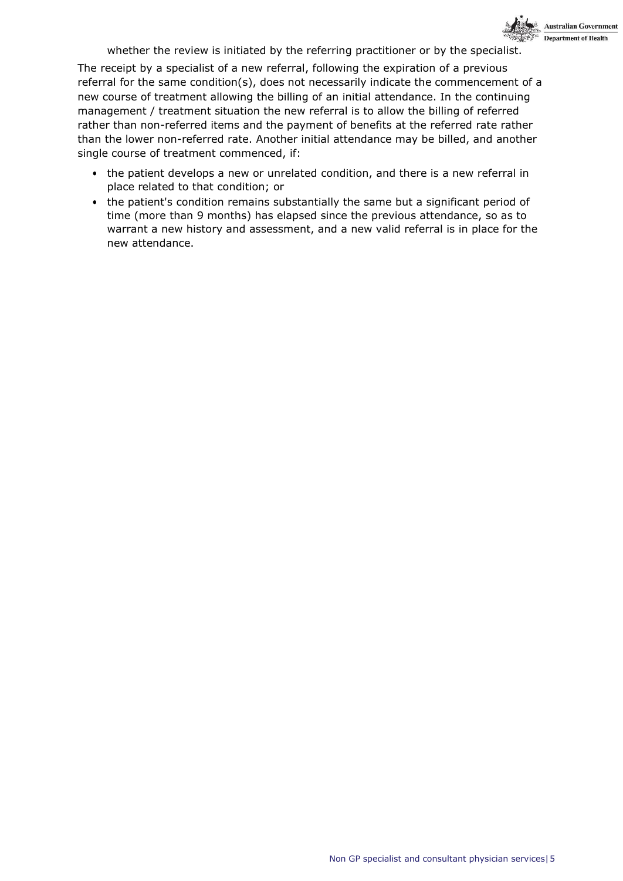whether the review is initiated by the referring practitioner or by the specialist.

The receipt by a specialist of a new referral, following the expiration of a previous referral for the same condition(s), does not necessarily indicate the commencement of a new course of treatment allowing the billing of an initial attendance. In the continuing management / treatment situation the new referral is to allow the billing of referred rather than non-referred items and the payment of benefits at the referred rate rather than the lower non-referred rate. Another initial attendance may be billed, and another single course of treatment commenced, if:

- the patient develops a new or unrelated condition, and there is a new referral in place related to that condition; or
- the patient's condition remains substantially the same but a significant period of time (more than 9 months) has elapsed since the previous attendance, so as to warrant a new history and assessment, and a new valid referral is in place for the new attendance.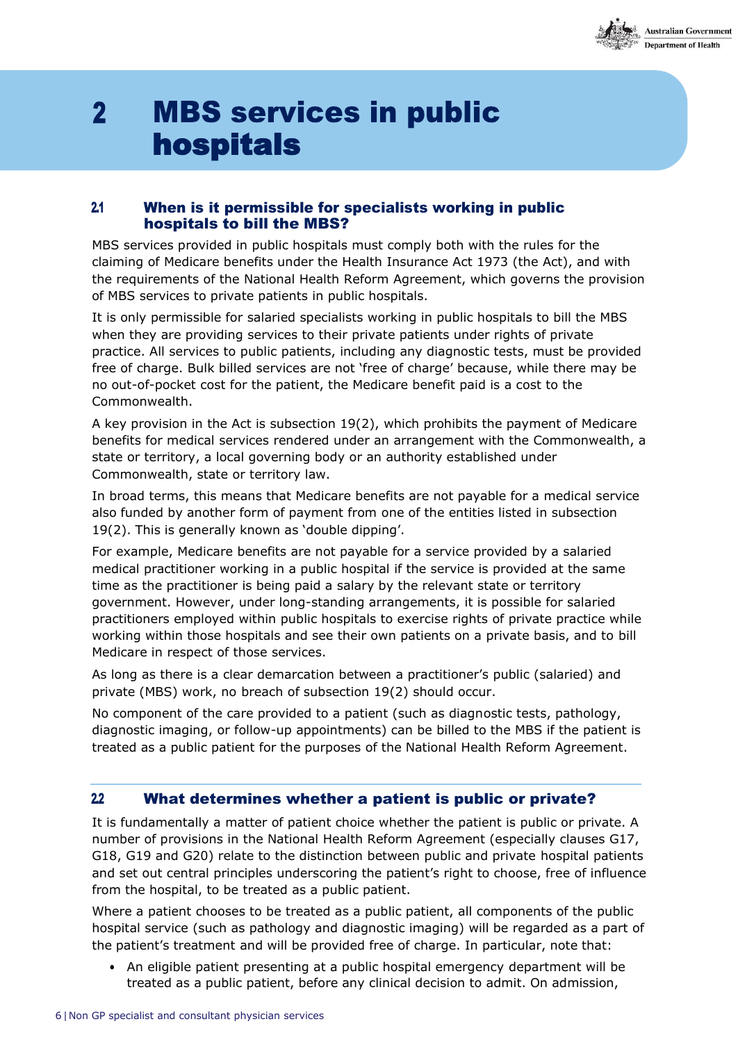# 2 MBS services in public hospitals

## 2.1 When is it permissible for specialists working in public hospitals to bill the MBS?

MBS services provided in public hospitals must comply both with the rules for the claiming of Medicare benefits under the Health Insurance Act 1973 (the Act), and with the requirements of the National Health Reform Agreement, which governs the provision of MBS services to private patients in public hospitals.

It is only permissible for salaried specialists working in public hospitals to bill the MBS when they are providing services to their private patients under rights of private practice. All services to public patients, including any diagnostic tests, must be provided free of charge. Bulk billed services are not 'free of charge' because, while there may be no out-of-pocket cost for the patient, the Medicare benefit paid is a cost to the Commonwealth.

A key provision in the Act is subsection 19(2), which prohibits the payment of Medicare benefits for medical services rendered under an arrangement with the Commonwealth, a state or territory, a local governing body or an authority established under Commonwealth, state or territory law.

In broad terms, this means that Medicare benefits are not payable for a medical service also funded by another form of payment from one of the entities listed in subsection 19(2). This is generally known as 'double dipping'.

For example, Medicare benefits are not payable for a service provided by a salaried medical practitioner working in a public hospital if the service is provided at the same time as the practitioner is being paid a salary by the relevant state or territory government. However, under long-standing arrangements, it is possible for salaried practitioners employed within public hospitals to exercise rights of private practice while working within those hospitals and see their own patients on a private basis, and to bill Medicare in respect of those services.

As long as there is a clear demarcation between a practitioner's public (salaried) and private (MBS) work, no breach of subsection 19(2) should occur.

No component of the care provided to a patient (such as diagnostic tests, pathology, diagnostic imaging, or follow-up appointments) can be billed to the MBS if the patient is treated as a public patient for the purposes of the National Health Reform Agreement.

## 2.2 What determines whether a patient is public or private?

It is fundamentally a matter of patient choice whether the patient is public or private. A number of provisions in the National Health Reform Agreement (especially clauses G17, G18, G19 and G20) relate to the distinction between public and private hospital patients and set out central principles underscoring the patient's right to choose, free of influence from the hospital, to be treated as a public patient.

Where a patient chooses to be treated as a public patient, all components of the public hospital service (such as pathology and diagnostic imaging) will be regarded as a part of the patient's treatment and will be provided free of charge. In particular, note that:

- An eligible patient presenting at a public hospital emergency department will be treated as a public patient, before any clinical decision to admit. On admission,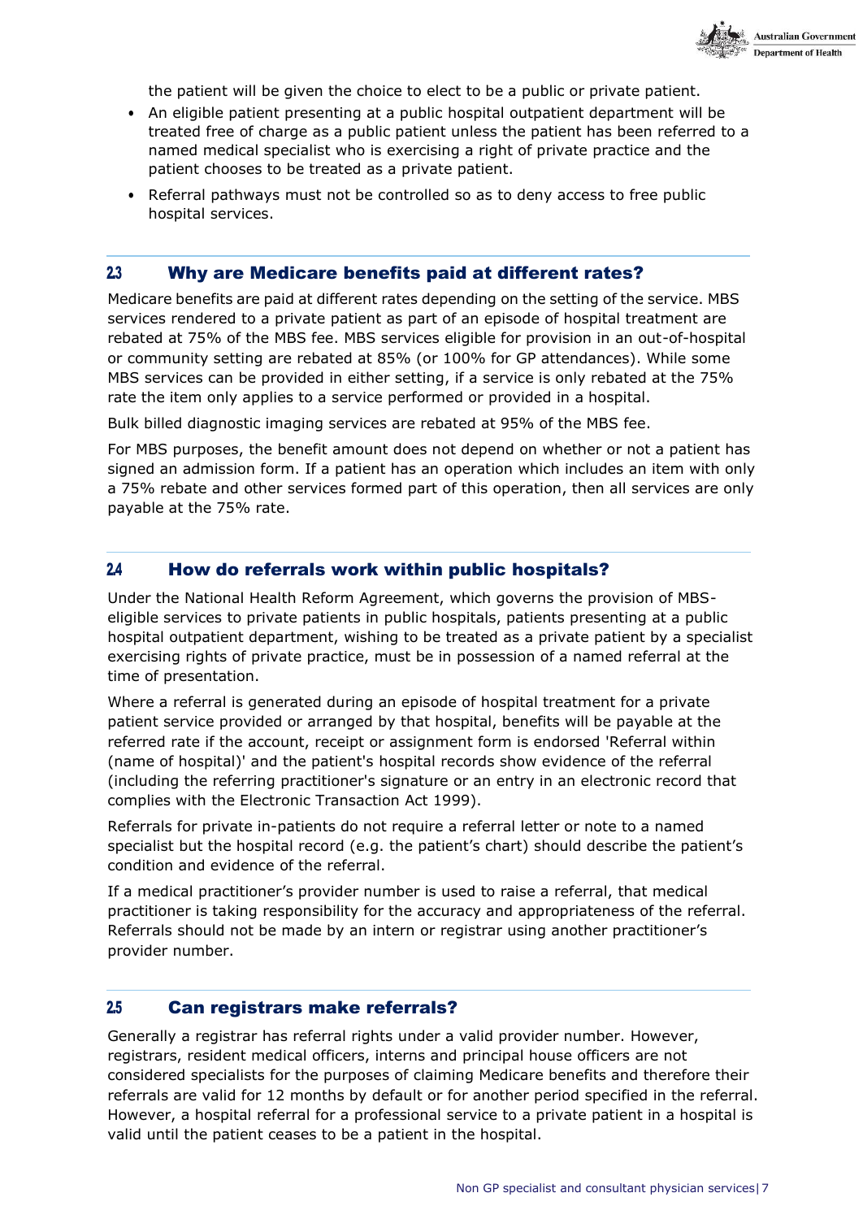the patient will be given the choice to elect to be a public or private patient.

- An eligible patient presenting at a public hospital outpatient department will be treated free of charge as a public patient unless the patient has been referred to a named medical specialist who is exercising a right of private practice and the patient chooses to be treated as a private patient.
- Referral pathways must not be controlled so as to deny access to free public hospital services.

## 2.3 Why are Medicare benefits paid at different rates?

Medicare benefits are paid at different rates depending on the setting of the service. MBS services rendered to a private patient as part of an episode of hospital treatment are rebated at 75% of the MBS fee. MBS services eligible for provision in an out-of-hospital or community setting are rebated at 85% (or 100% for GP attendances). While some MBS services can be provided in either setting, if a service is only rebated at the 75% rate the item only applies to a service performed or provided in a hospital.

Bulk billed diagnostic imaging services are rebated at 95% of the MBS fee.

For MBS purposes, the benefit amount does not depend on whether or not a patient has signed an admission form. If a patient has an operation which includes an item with only a 75% rebate and other services formed part of this operation, then all services are only payable at the 75% rate.

## 2.4 How do referrals work within public hospitals?

Under the National Health Reform Agreement, which governs the provision of MBS-eligible services to private patients in public hospitals, patients presenting at a public hospital outpatient department, wishing to be treated as a private patient by a specialist exercising rights of private practice, must be in possession of a named referral at the time of presentation.

Where a referral is generated during an episode of hospital treatment for a private patient service provided or arranged by that hospital, benefits will be payable at the referred rate if the account, receipt or assignment form is endorsed 'Referral within (name of hospital)' and the patient's hospital records show evidence of the referral (including the referring practitioner's signature or an entry in an electronic record that complies with the Electronic Transaction Act 1999).

Referrals for private in-patients do not require a referral letter or note to a named specialist but the hospital record (e.g. the patient's chart) should describe the patient's condition and evidence of the referral.

If a medical practitioner's provider number is used to raise a referral, that medical practitioner is taking responsibility for the accuracy and appropriateness of the referral. Referrals should not be made by an intern or registrar using another practitioner's provider number.

## 2.5 Can registrars make referrals?

Generally a registrar has referral rights under a valid provider number. However, registrars, resident medical officers, interns and principal house officers are not considered specialists for the purposes of claiming Medicare benefits and therefore their referrals are valid for 12 months by default or for another period specified in the referral. However, a hospital referral for a professional service to a private patient in a hospital is valid until the patient ceases to be a patient in the hospital.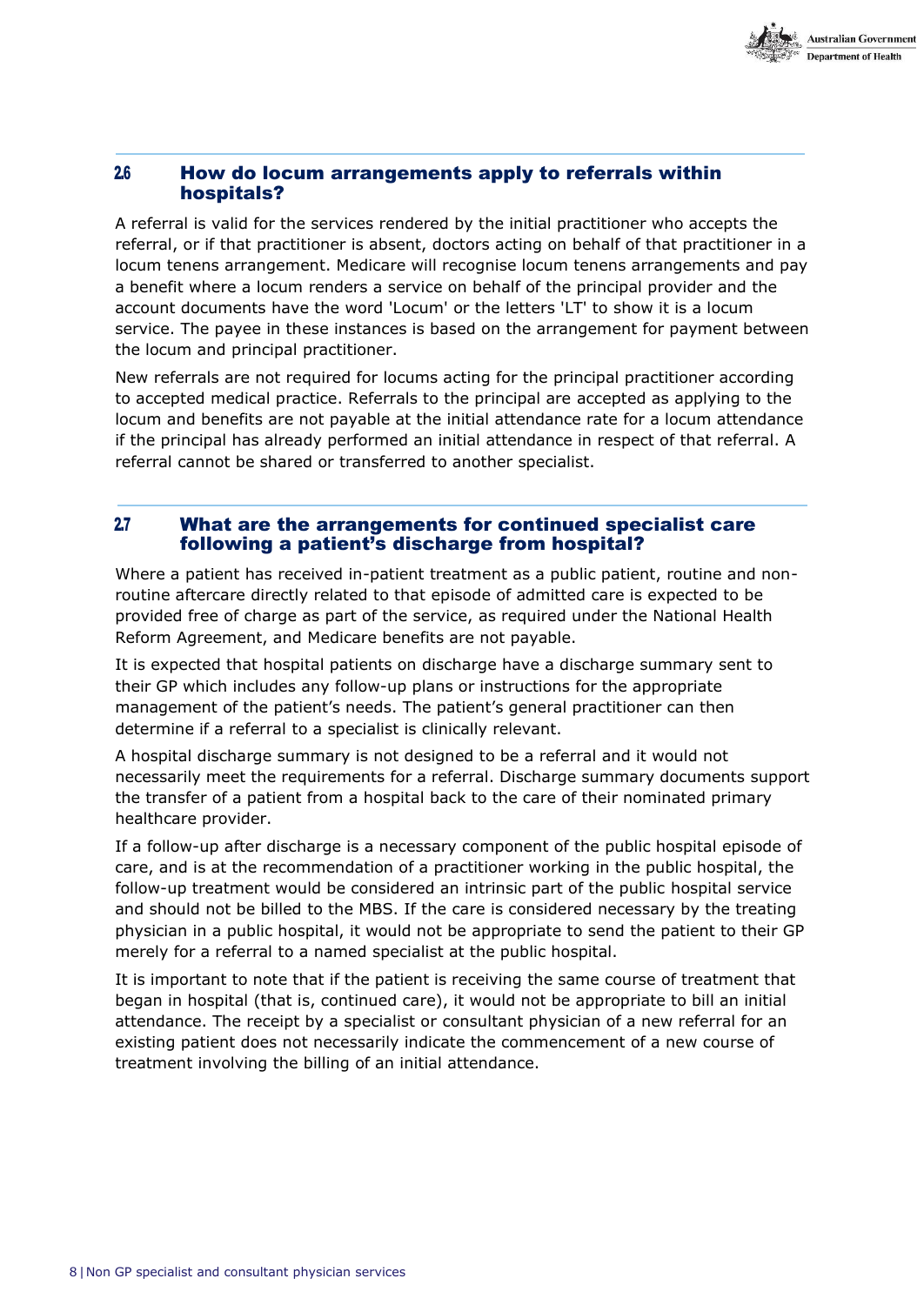## 2.6 How do locum arrangements apply to referrals within hospitals?

A referral is valid for the services rendered by the initial practitioner who accepts the referral, or if that practitioner is absent, doctors acting on behalf of that practitioner in a locum tenens arrangement. Medicare will recognise locum tenens arrangements and pay a benefit where a locum renders a service on behalf of the principal provider and the account documents have the word 'Locum' or the letters 'LT' to show it is a locum service. The payee in these instances is based on the arrangement for payment between the locum and principal practitioner.

New referrals are not required for locums acting for the principal practitioner according to accepted medical practice. Referrals to the principal are accepted as applying to the locum and benefits are not payable at the initial attendance rate for a locum attendance if the principal has already performed an initial attendance in respect of that referral. A referral cannot be shared or transferred to another specialist.

## 2.7 What are the arrangements for continued specialist care following a patient's discharge from hospital?

Where a patient has received in-patient treatment as a public patient, routine and non-routine aftercare directly related to that episode of admitted care is expected to be provided free of charge as part of the service, as required under the National Health Reform Agreement, and Medicare benefits are not payable.

It is expected that hospital patients on discharge have a discharge summary sent to their GP which includes any follow-up plans or instructions for the appropriate management of the patient's needs. The patient's general practitioner can then determine if a referral to a specialist is clinically relevant.

A hospital discharge summary is not designed to be a referral and it would not necessarily meet the requirements for a referral. Discharge summary documents support the transfer of a patient from a hospital back to the care of their nominated primary healthcare provider.

If a follow-up after discharge is a necessary component of the public hospital episode of care, and is at the recommendation of a practitioner working in the public hospital, the follow-up treatment would be considered an intrinsic part of the public hospital service and should not be billed to the MBS. If the care is considered necessary by the treating physician in a public hospital, it would not be appropriate to send the patient to their GP merely for a referral to a named specialist at the public hospital.

It is important to note that if the patient is receiving the same course of treatment that began in hospital (that is, continued care), it would not be appropriate to bill an initial attendance. The receipt by a specialist or consultant physician of a new referral for an existing patient does not necessarily indicate the commencement of a new course of treatment involving the billing of an initial attendance.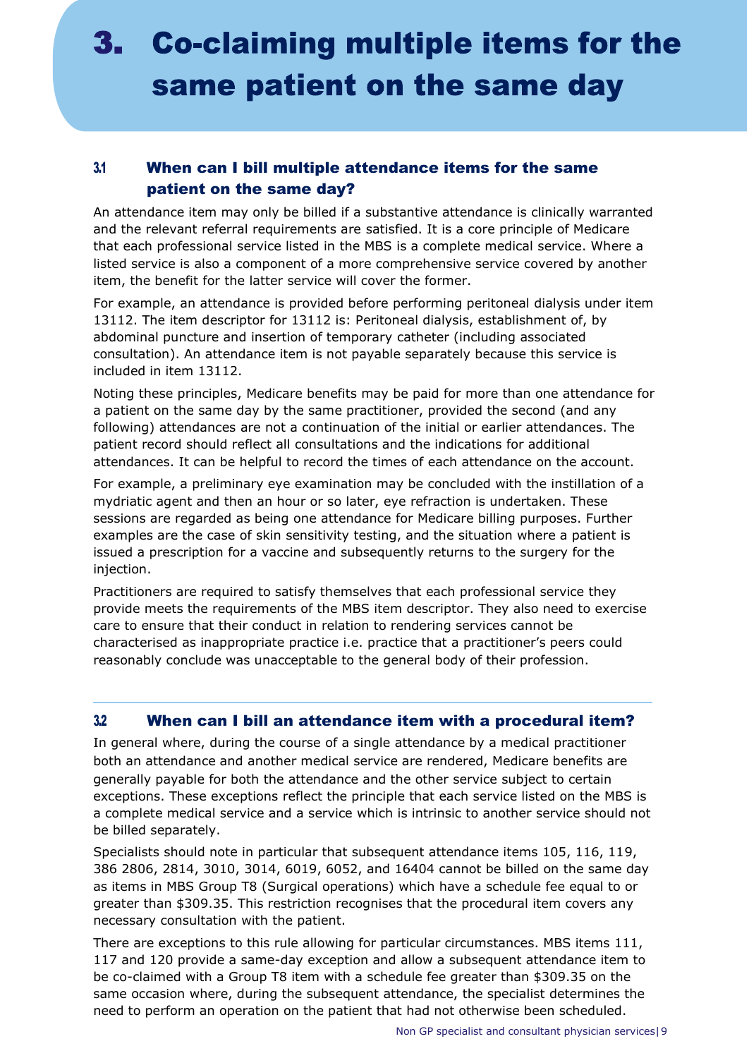# 3. Co-claiming multiple items for the same patient on the same day

## 3.1 When can I bill multiple attendance items for the same patient on the same day?

An attendance item may only be billed if a substantive attendance is clinically warranted and the relevant referral requirements are satisfied. It is a core principle of Medicare that each professional service listed in the MBS is a complete medical service. Where a listed service is also a component of a more comprehensive service covered by another item, the benefit for the latter service will cover the former.

For example, an attendance is provided before performing peritoneal dialysis under item 13112. The item descriptor for 13112 is: Peritoneal dialysis, establishment of, by abdominal puncture and insertion of temporary catheter (including associated consultation). An attendance item is not payable separately because this service is included in item 13112.

Noting these principles, Medicare benefits may be paid for more than one attendance for a patient on the same day by the same practitioner, provided the second (and any following) attendances are not a continuation of the initial or earlier attendances. The patient record should reflect all consultations and the indications for additional attendances. It can be helpful to record the times of each attendance on the account.

For example, a preliminary eye examination may be concluded with the instillation of a mydriatic agent and then an hour or so later, eye refraction is undertaken. These sessions are regarded as being one attendance for Medicare billing purposes. Further examples are the case of skin sensitivity testing, and the situation where a patient is issued a prescription for a vaccine and subsequently returns to the surgery for the injection.

Practitioners are required to satisfy themselves that each professional service they provide meets the requirements of the MBS item descriptor. They also need to exercise care to ensure that their conduct in relation to rendering services cannot be characterised as inappropriate practice i.e. practice that a practitioner's peers could reasonably conclude was unacceptable to the general body of their profession.

## 3.2 When can I bill an attendance item with a procedural item?

In general where, during the course of a single attendance by a medical practitioner both an attendance and another medical service are rendered, Medicare benefits are generally payable for both the attendance and the other service subject to certain exceptions. These exceptions reflect the principle that each service listed on the MBS is a complete medical service and a service which is intrinsic to another service should not be billed separately.

Specialists should note in particular that subsequent attendance items 105, 116, 119, 386 2806, 2814, 3010, 3014, 6019, 6052, and 16404 cannot be billed on the same day as items in MBS Group T8 (Surgical operations) which have a schedule fee equal to or greater than $309.35. This restriction recognises that the procedural item covers any necessary consultation with the patient.

There are exceptions to this rule allowing for particular circumstances. MBS items 111, 117 and 120 provide a same-day exception and allow a subsequent attendance item to be co-claimed with a Group T8 item with a schedule fee greater than $309.35 on the same occasion where, during the subsequent attendance, the specialist determines the need to perform an operation on the patient that had not otherwise been scheduled.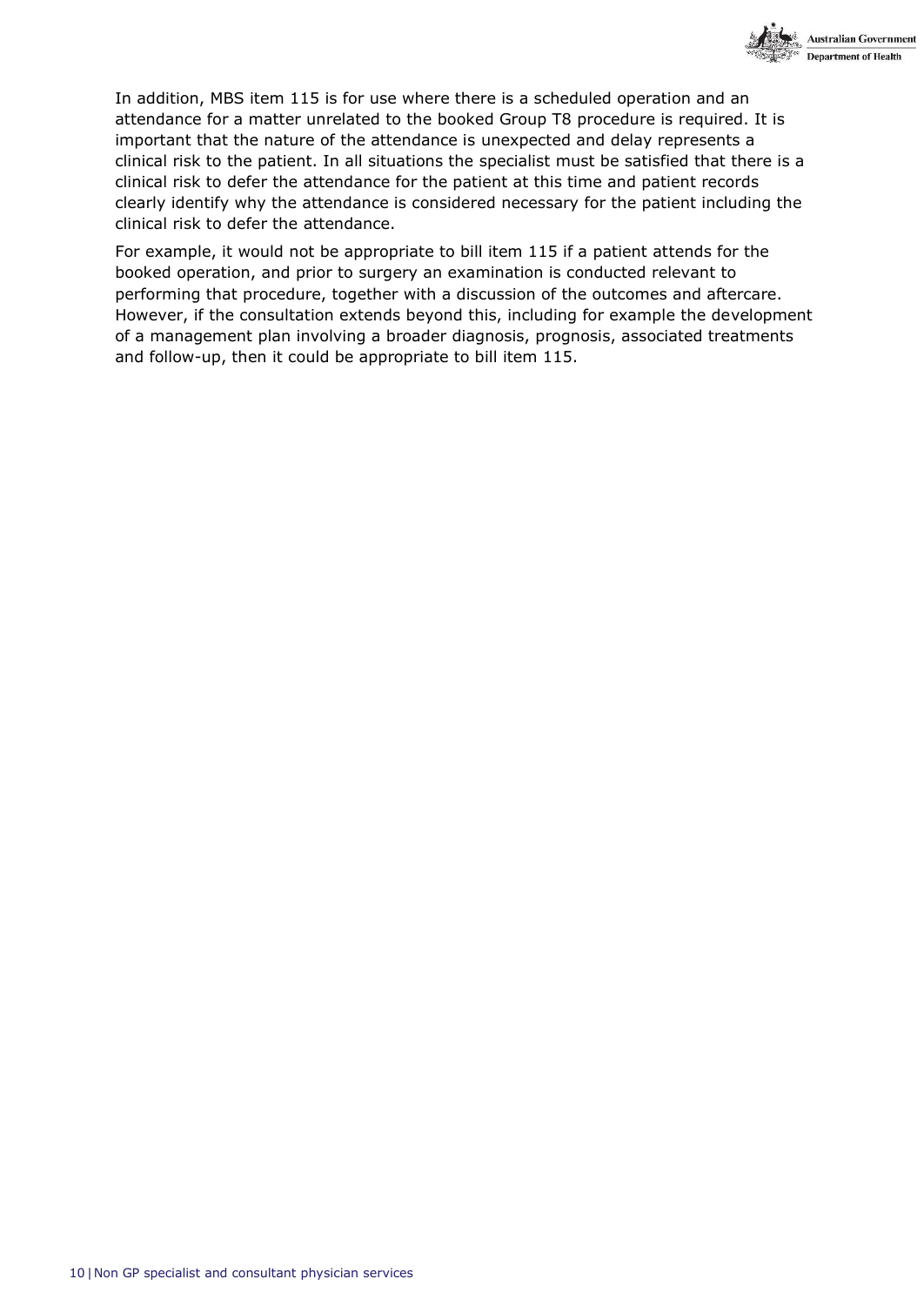In addition, MBS item 115 is for use where there is a scheduled operation and an attendance for a matter unrelated to the booked Group T8 procedure is required. It is important that the nature of the attendance is unexpected and delay represents a clinical risk to the patient. In all situations the specialist must be satisfied that there is a clinical risk to defer the attendance for the patient at this time and patient records clearly identify why the attendance is considered necessary for the patient including the clinical risk to defer the attendance.

For example, it would not be appropriate to bill item 115 if a patient attends for the booked operation, and prior to surgery an examination is conducted relevant to performing that procedure, together with a discussion of the outcomes and aftercare. However, if the consultation extends beyond this, including for example the development of a management plan involving a broader diagnosis, prognosis, associated treatments and follow-up, then it could be appropriate to bill item 115.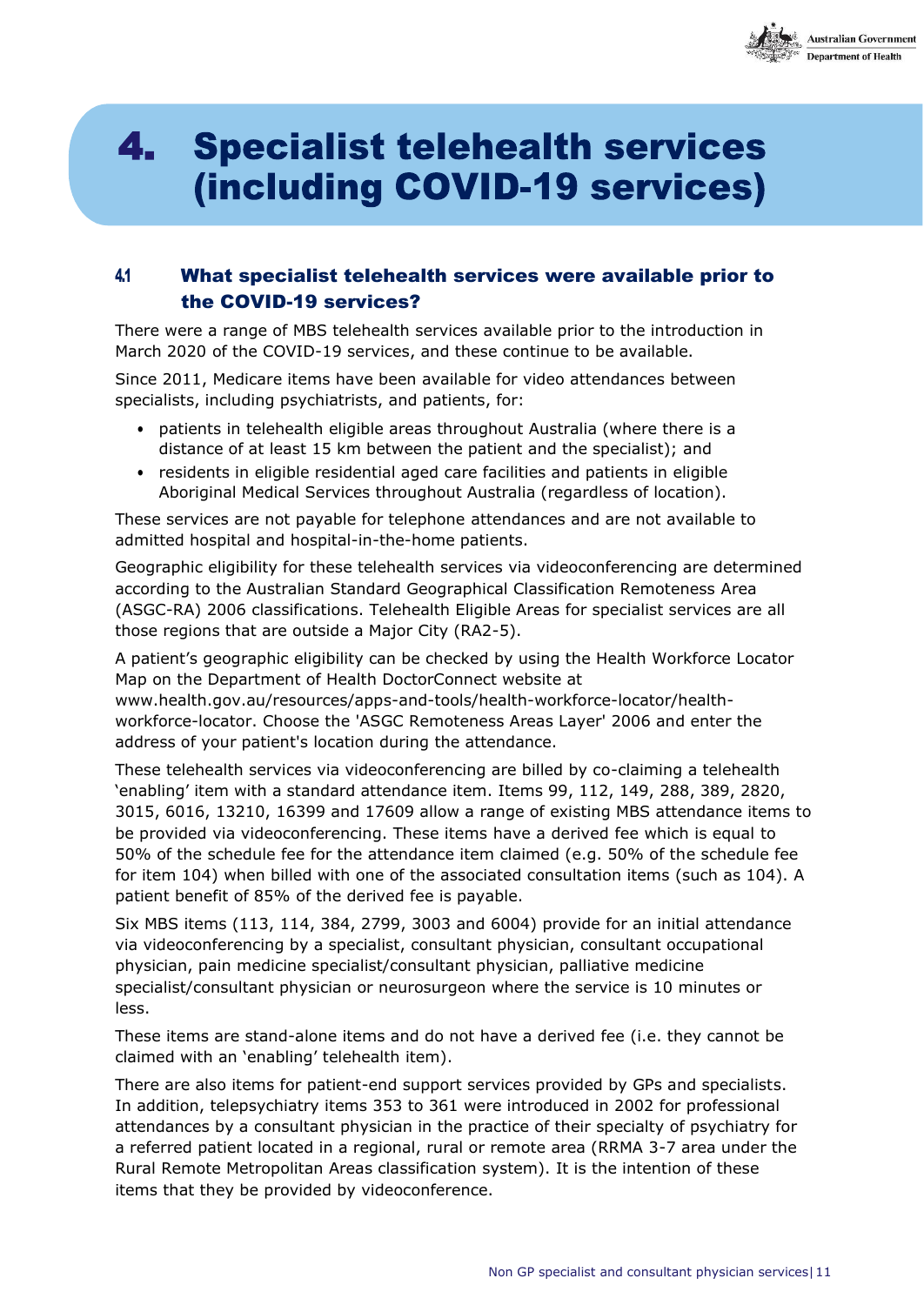# 4. Specialist telehealth services (including COVID-19 services)

## 4.1 What specialist telehealth services were available prior to the COVID-19 services?

There were a range of MBS telehealth services available prior to the introduction in March 2020 of the COVID-19 services, and these continue to be available.

Since 2011, Medicare items have been available for video attendances between specialists, including psychiatrists, and patients, for:

- patients in telehealth eligible areas throughout Australia (where there is a distance of at least 15 km between the patient and the specialist); and
- residents in eligible residential aged care facilities and patients in eligible Aboriginal Medical Services throughout Australia (regardless of location).

These services are not payable for telephone attendances and are not available to admitted hospital and hospital-in-the-home patients.

Geographic eligibility for these telehealth services via videoconferencing are determined according to the Australian Standard Geographical Classification Remoteness Area (ASGC-RA) 2006 classifications. Telehealth Eligible Areas for specialist services are all those regions that are outside a Major City (RA2-5).

A patient's geographic eligibility can be checked by using the Health Workforce Locator Map on the Department of Health DoctorConnect website at www.health.gov.au/resources/apps-and-tools/health-workforce-locator/health-workforce-locator. Choose the 'ASGC Remoteness Areas Layer' 2006 and enter the address of your patient's location during the attendance.

These telehealth services via videoconferencing are billed by co-claiming a telehealth 'enabling' item with a standard attendance item. Items 99, 112, 149, 288, 389, 2820, 3015, 6016, 13210, 16399 and 17609 allow a range of existing MBS attendance items to be provided via videoconferencing. These items have a derived fee which is equal to 50% of the schedule fee for the attendance item claimed (e.g. 50% of the schedule fee for item 104) when billed with one of the associated consultation items (such as 104). A patient benefit of 85% of the derived fee is payable.

Six MBS items (113, 114, 384, 2799, 3003 and 6004) provide for an initial attendance via videoconferencing by a specialist, consultant physician, consultant occupational physician, pain medicine specialist/consultant physician, palliative medicine specialist/consultant physician or neurosurgeon where the service is 10 minutes or less.

These items are stand-alone items and do not have a derived fee (i.e. they cannot be claimed with an 'enabling' telehealth item).

There are also items for patient-end support services provided by GPs and specialists. In addition, telepsychiatry items 353 to 361 were introduced in 2002 for professional attendances by a consultant physician in the practice of their specialty of psychiatry for a referred patient located in a regional, rural or remote area (RRMA 3-7 area under the Rural Remote Metropolitan Areas classification system). It is the intention of these items that they be provided by videoconference.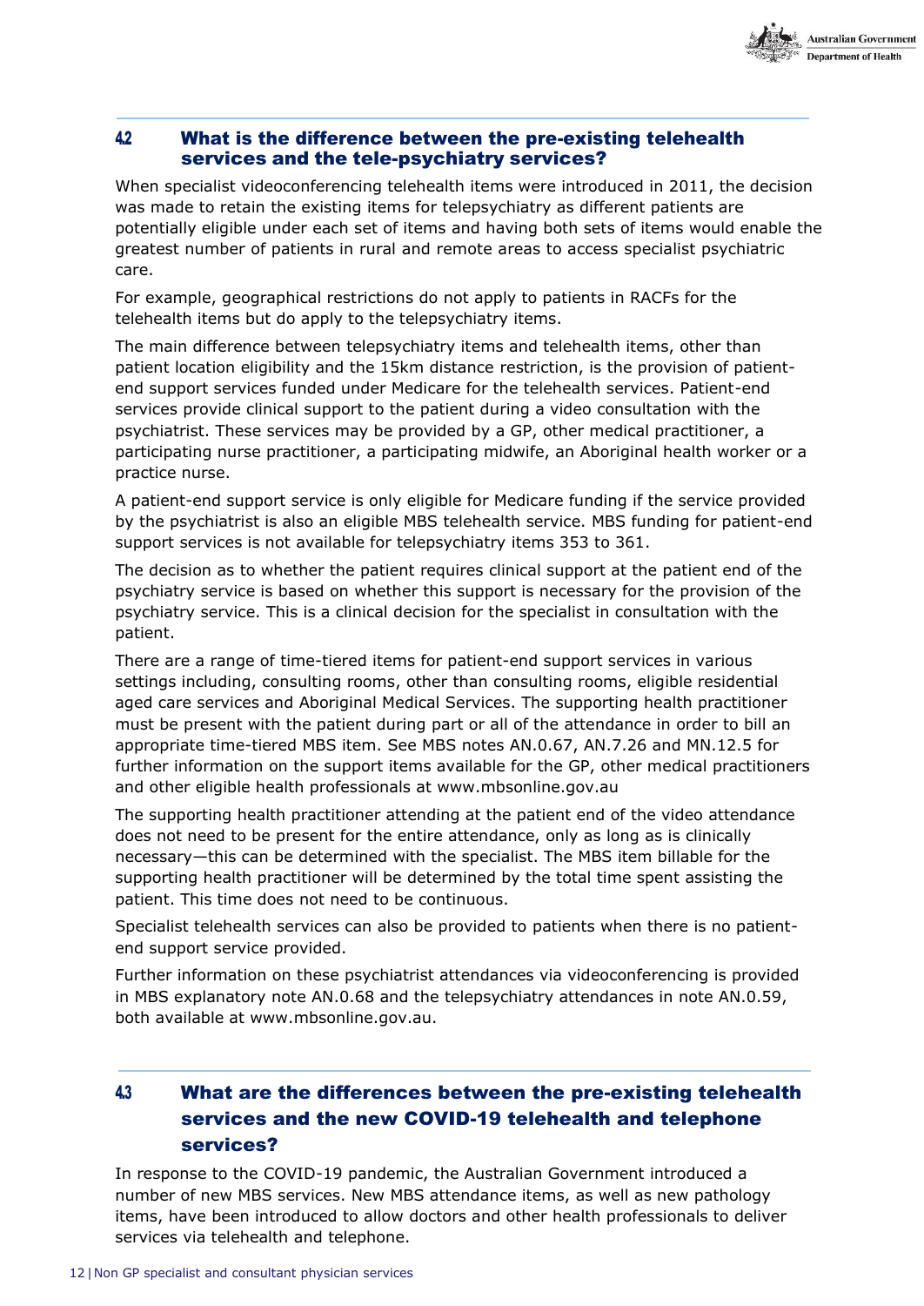## 4.2 What is the difference between the pre-existing telehealth services and the tele-psychiatry services?

When specialist videoconferencing telehealth items were introduced in 2011, the decision was made to retain the existing items for telepsychiatry as different patients are potentially eligible under each set of items and having both sets of items would enable the greatest number of patients in rural and remote areas to access specialist psychiatric care.

For example, geographical restrictions do not apply to patients in RACFs for the telehealth items but do apply to the telepsychiatry items.

The main difference between telepsychiatry items and telehealth items, other than patient location eligibility and the 15km distance restriction, is the provision of patient-end support services funded under Medicare for the telehealth services. Patient-end services provide clinical support to the patient during a video consultation with the psychiatrist. These services may be provided by a GP, other medical practitioner, a participating nurse practitioner, a participating midwife, an Aboriginal health worker or a practice nurse.

A patient-end support service is only eligible for Medicare funding if the service provided by the psychiatrist is also an eligible MBS telehealth service. MBS funding for patient-end support services is not available for telepsychiatry items 353 to 361.

The decision as to whether the patient requires clinical support at the patient end of the psychiatry service is based on whether this support is necessary for the provision of the psychiatry service. This is a clinical decision for the specialist in consultation with the patient.

There are a range of time-tiered items for patient-end support services in various settings including, consulting rooms, other than consulting rooms, eligible residential aged care services and Aboriginal Medical Services. The supporting health practitioner must be present with the patient during part or all of the attendance in order to bill an appropriate time-tiered MBS item. See MBS notes AN.0.67, AN.7.26 and MN.12.5 for further information on the support items available for the GP, other medical practitioners and other eligible health professionals at www.mbsonline.gov.au

The supporting health practitioner attending at the patient end of the video attendance does not need to be present for the entire attendance, only as long as is clinically necessary—this can be determined with the specialist. The MBS item billable for the supporting health practitioner will be determined by the total time spent assisting the patient. This time does not need to be continuous.

Specialist telehealth services can also be provided to patients when there is no patient-end support service provided.

Further information on these psychiatrist attendances via videoconferencing is provided in MBS explanatory note AN.0.68 and the telepsychiatry attendances in note AN.0.59, both available at www.mbsonline.gov.au.

## 4.3 What are the differences between the pre-existing telehealth services and the new COVID-19 telehealth and telephone services?

In response to the COVID-19 pandemic, the Australian Government introduced a number of new MBS services. New MBS attendance items, as well as new pathology items, have been introduced to allow doctors and other health professionals to deliver services via telehealth and telephone.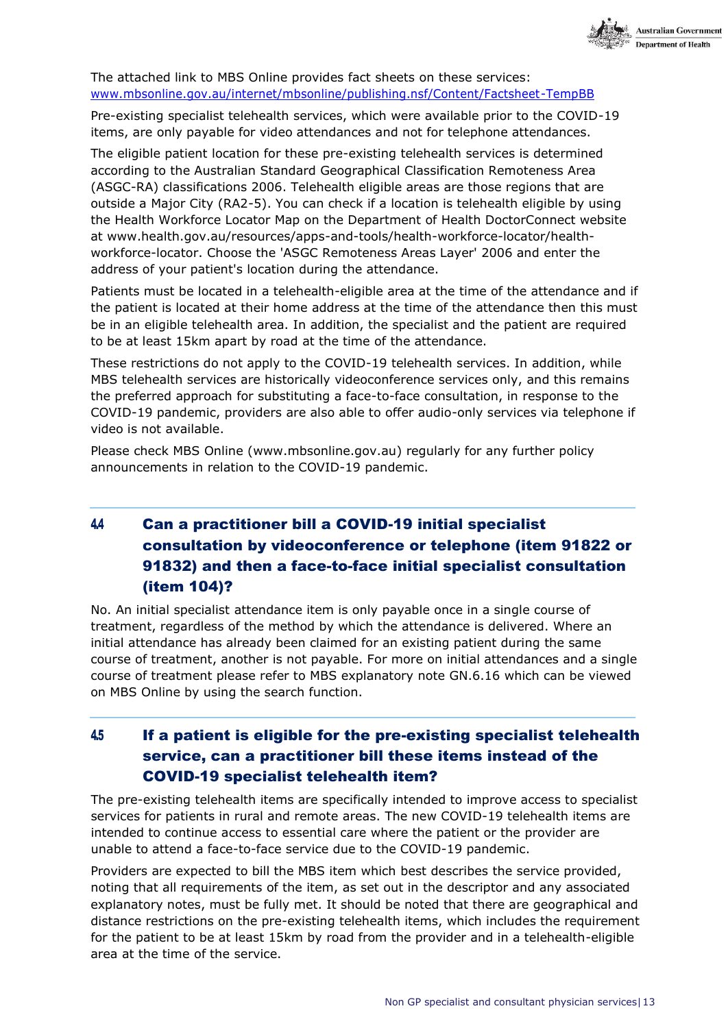The attached link to MBS Online provides fact sheets on these services: [www.mbsonline.gov.au/internet/mbsonline/publishing.nsf/Content/Factsheet-TempBB](www.mbsonline.gov.au/internet/mbsonline/publishing.nsf/Content/Factsheet-TempBB)

Pre-existing specialist telehealth services, which were available prior to the COVID-19 items, are only payable for video attendances and not for telephone attendances.

The eligible patient location for these pre-existing telehealth services is determined according to the Australian Standard Geographical Classification Remoteness Area (ASGC-RA) classifications 2006. Telehealth eligible areas are those regions that are outside a Major City (RA2-5). You can check if a location is telehealth eligible by using the Health Workforce Locator Map on the Department of Health DoctorConnect website at www.health.gov.au/resources/apps-and-tools/health-workforce-locator/health-workforce-locator. Choose the 'ASGC Remoteness Areas Layer' 2006 and enter the address of your patient's location during the attendance.

Patients must be located in a telehealth-eligible area at the time of the attendance and if the patient is located at their home address at the time of the attendance then this must be in an eligible telehealth area. In addition, the specialist and the patient are required to be at least 15km apart by road at the time of the attendance.

These restrictions do not apply to the COVID-19 telehealth services. In addition, while MBS telehealth services are historically videoconference services only, and this remains the preferred approach for substituting a face-to-face consultation, in response to the COVID-19 pandemic, providers are also able to offer audio-only services via telephone if video is not available.

Please check MBS Online (www.mbsonline.gov.au) regularly for any further policy announcements in relation to the COVID-19 pandemic.

## 4.4 Can a practitioner bill a COVID-19 initial specialist consultation by videoconference or telephone (item 91822 or 91832) and then a face-to-face initial specialist consultation (item 104)?

No. An initial specialist attendance item is only payable once in a single course of treatment, regardless of the method by which the attendance is delivered. Where an initial attendance has already been claimed for an existing patient during the same course of treatment, another is not payable. For more on initial attendances and a single course of treatment please refer to MBS explanatory note GN.6.16 which can be viewed on MBS Online by using the search function.

## 4.5 If a patient is eligible for the pre-existing specialist telehealth service, can a practitioner bill these items instead of the COVID-19 specialist telehealth item?

The pre-existing telehealth items are specifically intended to improve access to specialist services for patients in rural and remote areas. The new COVID-19 telehealth items are intended to continue access to essential care where the patient or the provider are unable to attend a face-to-face service due to the COVID-19 pandemic.

Providers are expected to bill the MBS item which best describes the service provided, noting that all requirements of the item, as set out in the descriptor and any associated explanatory notes, must be fully met. It should be noted that there are geographical and distance restrictions on the pre-existing telehealth items, which includes the requirement for the patient to be at least 15km by road from the provider and in a telehealth-eligible area at the time of the service.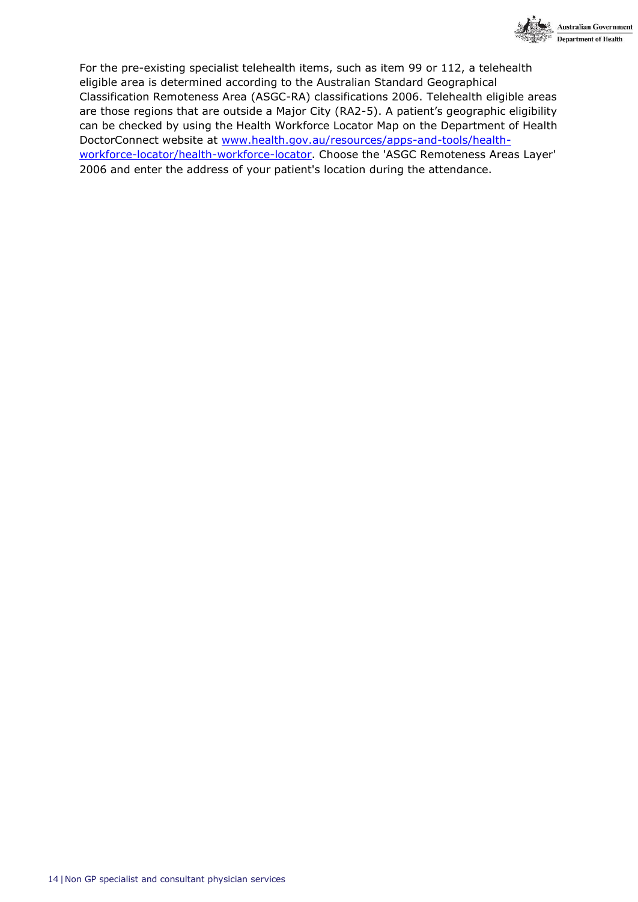For the pre-existing specialist telehealth items, such as item 99 or 112, a telehealth eligible area is determined according to the Australian Standard Geographical Classification Remoteness Area (ASGC-RA) classifications 2006. Telehealth eligible areas are those regions that are outside a Major City (RA2-5). A patient's geographic eligibility can be checked by using the Health Workforce Locator Map on the Department of Health DoctorConnect website at [www.health.gov.au/resources/apps-and-tools/health-workforce-locator/health-workforce-locator](www.health.gov.au/resources/apps-and-tools/health-workforce-locator/health-workforce-locator). Choose the 'ASGC Remoteness Areas Layer' 2006 and enter the address of your patient's location during the attendance.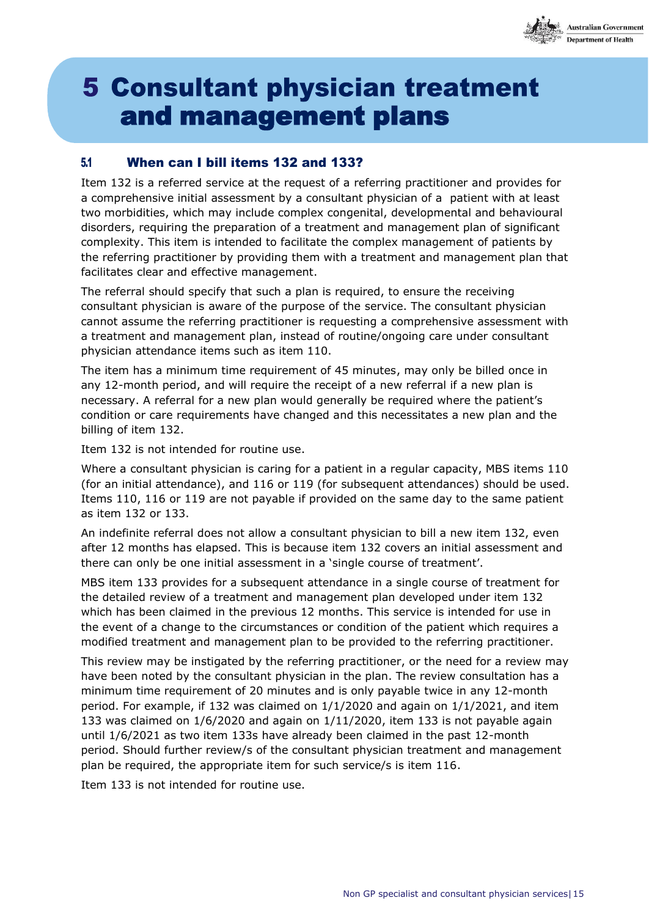# 5 Consultant physician treatment and management plans

## 5.1 When can I bill items 132 and 133?

Item 132 is a referred service at the request of a referring practitioner and provides for a comprehensive initial assessment by a consultant physician of a patient with at least two morbidities, which may include complex congenital, developmental and behavioural disorders, requiring the preparation of a treatment and management plan of significant complexity. This item is intended to facilitate the complex management of patients by the referring practitioner by providing them with a treatment and management plan that facilitates clear and effective management.

The referral should specify that such a plan is required, to ensure the receiving consultant physician is aware of the purpose of the service. The consultant physician cannot assume the referring practitioner is requesting a comprehensive assessment with a treatment and management plan, instead of routine/ongoing care under consultant physician attendance items such as item 110.

The item has a minimum time requirement of 45 minutes, may only be billed once in any 12-month period, and will require the receipt of a new referral if a new plan is necessary. A referral for a new plan would generally be required where the patient's condition or care requirements have changed and this necessitates a new plan and the billing of item 132.

Item 132 is not intended for routine use.

Where a consultant physician is caring for a patient in a regular capacity, MBS items 110 (for an initial attendance), and 116 or 119 (for subsequent attendances) should be used. Items 110, 116 or 119 are not payable if provided on the same day to the same patient as item 132 or 133.

An indefinite referral does not allow a consultant physician to bill a new item 132, even after 12 months has elapsed. This is because item 132 covers an initial assessment and there can only be one initial assessment in a 'single course of treatment'.

MBS item 133 provides for a subsequent attendance in a single course of treatment for the detailed review of a treatment and management plan developed under item 132 which has been claimed in the previous 12 months. This service is intended for use in the event of a change to the circumstances or condition of the patient which requires a modified treatment and management plan to be provided to the referring practitioner.

This review may be instigated by the referring practitioner, or the need for a review may have been noted by the consultant physician in the plan. The review consultation has a minimum time requirement of 20 minutes and is only payable twice in any 12-month period. For example, if 132 was claimed on 1/1/2020 and again on 1/1/2021, and item 133 was claimed on 1/6/2020 and again on 1/11/2020, item 133 is not payable again until 1/6/2021 as two item 133s have already been claimed in the past 12-month period. Should further review/s of the consultant physician treatment and management plan be required, the appropriate item for such service/s is item 116.

Item 133 is not intended for routine use.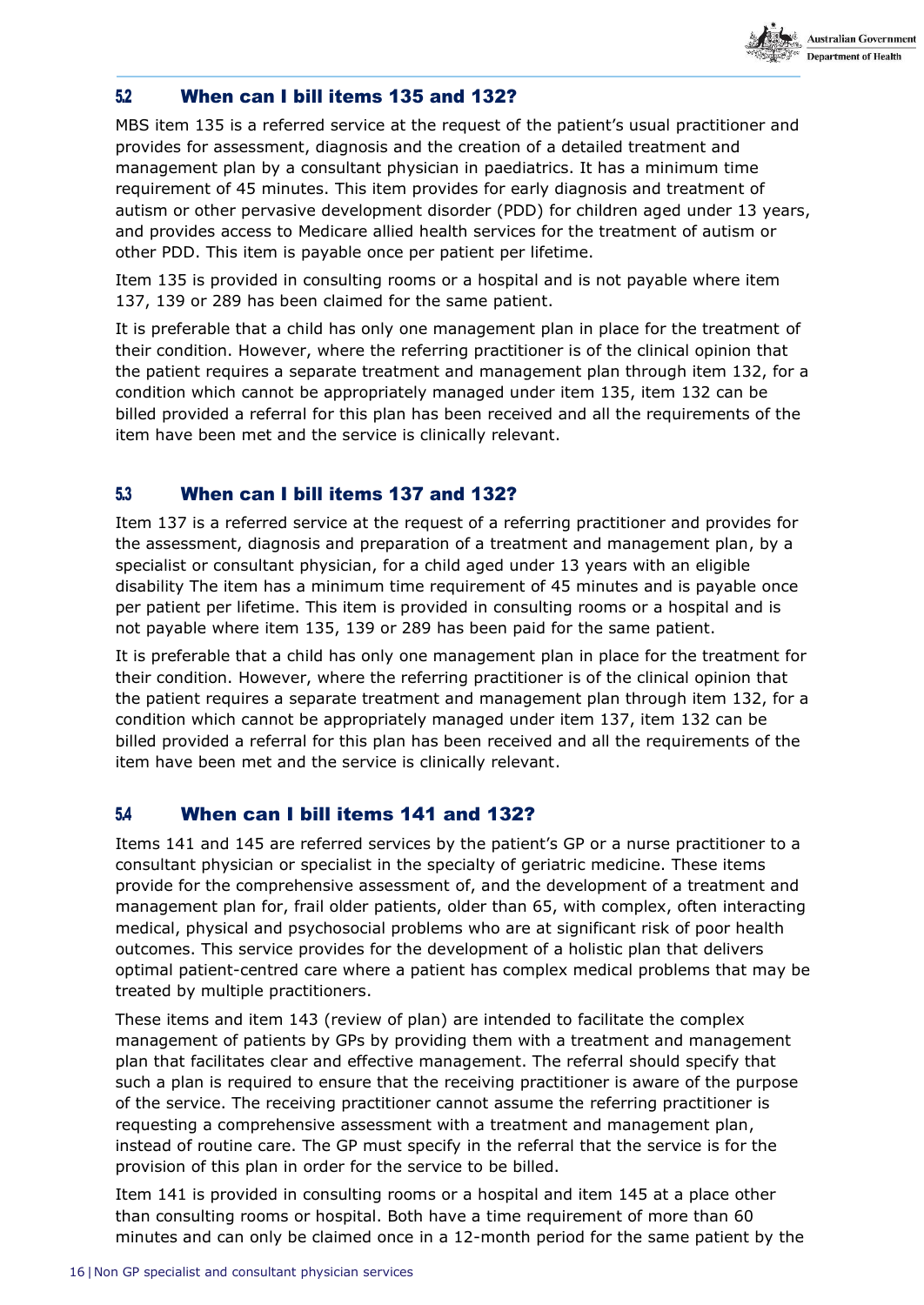### 5.2 When can I bill items 135 and 132?

MBS item 135 is a referred service at the request of the patient's usual practitioner and provides for assessment, diagnosis and the creation of a detailed treatment and management plan by a consultant physician in paediatrics. It has a minimum time requirement of 45 minutes. This item provides for early diagnosis and treatment of autism or other pervasive development disorder (PDD) for children aged under 13 years, and provides access to Medicare allied health services for the treatment of autism or other PDD. This item is payable once per patient per lifetime.

Item 135 is provided in consulting rooms or a hospital and is not payable where item 137, 139 or 289 has been claimed for the same patient.

It is preferable that a child has only one management plan in place for the treatment of their condition. However, where the referring practitioner is of the clinical opinion that the patient requires a separate treatment and management plan through item 132, for a condition which cannot be appropriately managed under item 135, item 132 can be billed provided a referral for this plan has been received and all the requirements of the item have been met and the service is clinically relevant.

### 5.3 When can I bill items 137 and 132?

Item 137 is a referred service at the request of a referring practitioner and provides for the assessment, diagnosis and preparation of a treatment and management plan, by a specialist or consultant physician, for a child aged under 13 years with an eligible disability The item has a minimum time requirement of 45 minutes and is payable once per patient per lifetime. This item is provided in consulting rooms or a hospital and is not payable where item 135, 139 or 289 has been paid for the same patient.

It is preferable that a child has only one management plan in place for the treatment for their condition. However, where the referring practitioner is of the clinical opinion that the patient requires a separate treatment and management plan through item 132, for a condition which cannot be appropriately managed under item 137, item 132 can be billed provided a referral for this plan has been received and all the requirements of the item have been met and the service is clinically relevant.

### 5.4 When can I bill items 141 and 132?

Items 141 and 145 are referred services by the patient's GP or a nurse practitioner to a consultant physician or specialist in the specialty of geriatric medicine. These items provide for the comprehensive assessment of, and the development of a treatment and management plan for, frail older patients, older than 65, with complex, often interacting medical, physical and psychosocial problems who are at significant risk of poor health outcomes. This service provides for the development of a holistic plan that delivers optimal patient-centred care where a patient has complex medical problems that may be treated by multiple practitioners.

These items and item 143 (review of plan) are intended to facilitate the complex management of patients by GPs by providing them with a treatment and management plan that facilitates clear and effective management. The referral should specify that such a plan is required to ensure that the receiving practitioner is aware of the purpose of the service. The receiving practitioner cannot assume the referring practitioner is requesting a comprehensive assessment with a treatment and management plan, instead of routine care. The GP must specify in the referral that the service is for the provision of this plan in order for the service to be billed.

Item 141 is provided in consulting rooms or a hospital and item 145 at a place other than consulting rooms or hospital. Both have a time requirement of more than 60 minutes and can only be claimed once in a 12-month period for the same patient by the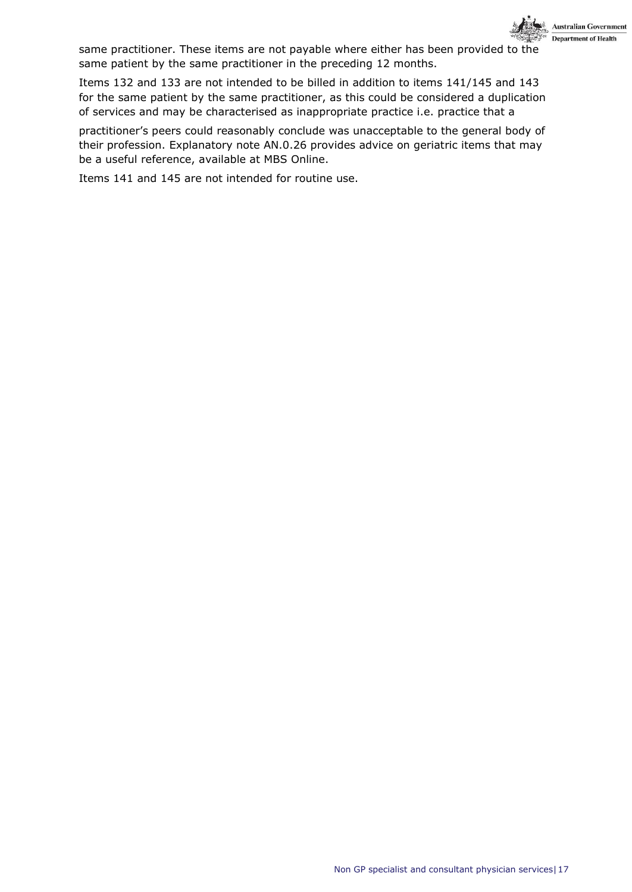same practitioner. These items are not payable where either has been provided to the same patient by the same practitioner in the preceding 12 months.

Items 132 and 133 are not intended to be billed in addition to items 141/145 and 143 for the same patient by the same practitioner, as this could be considered a duplication of services and may be characterised as inappropriate practice i.e. practice that a practitioner's peers could reasonably conclude was unacceptable to the general body of their profession. Explanatory note AN.0.26 provides advice on geriatric items that may be a useful reference, available at MBS Online.

Items 141 and 145 are not intended for routine use.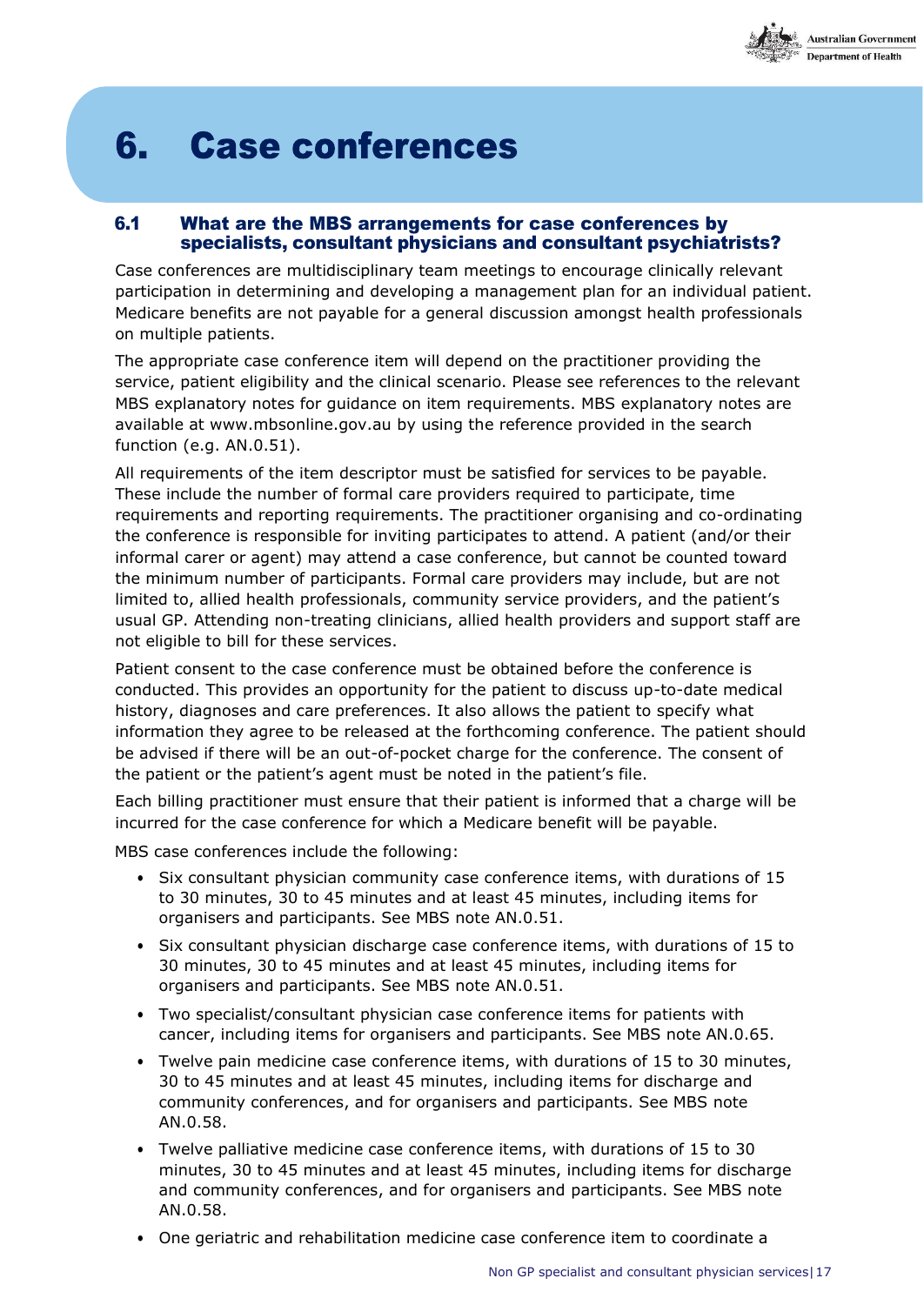# 6. Case conferences

## 6.1 What are the MBS arrangements for case conferences by specialists, consultant physicians and consultant psychiatrists?

Case conferences are multidisciplinary team meetings to encourage clinically relevant participation in determining and developing a management plan for an individual patient. Medicare benefits are not payable for a general discussion amongst health professionals on multiple patients.

The appropriate case conference item will depend on the practitioner providing the service, patient eligibility and the clinical scenario. Please see references to the relevant MBS explanatory notes for guidance on item requirements. MBS explanatory notes are available at www.mbsonline.gov.au by using the reference provided in the search function (e.g. AN.0.51).

All requirements of the item descriptor must be satisfied for services to be payable. These include the number of formal care providers required to participate, time requirements and reporting requirements. The practitioner organising and co-ordinating the conference is responsible for inviting participates to attend. A patient (and/or their informal carer or agent) may attend a case conference, but cannot be counted toward the minimum number of participants. Formal care providers may include, but are not limited to, allied health professionals, community service providers, and the patient's usual GP. Attending non-treating clinicians, allied health providers and support staff are not eligible to bill for these services.

Patient consent to the case conference must be obtained before the conference is conducted. This provides an opportunity for the patient to discuss up-to-date medical history, diagnoses and care preferences. It also allows the patient to specify what information they agree to be released at the forthcoming conference. The patient should be advised if there will be an out-of-pocket charge for the conference. The consent of the patient or the patient's agent must be noted in the patient's file.

Each billing practitioner must ensure that their patient is informed that a charge will be incurred for the case conference for which a Medicare benefit will be payable.

MBS case conferences include the following:

- Six consultant physician community case conference items, with durations of 15 to 30 minutes, 30 to 45 minutes and at least 45 minutes, including items for organisers and participants. See MBS note AN.0.51.
- Six consultant physician discharge case conference items, with durations of 15 to 30 minutes, 30 to 45 minutes and at least 45 minutes, including items for organisers and participants. See MBS note AN.0.51.
- Two specialist/consultant physician case conference items for patients with cancer, including items for organisers and participants. See MBS note AN.0.65.
- Twelve pain medicine case conference items, with durations of 15 to 30 minutes, 30 to 45 minutes and at least 45 minutes, including items for discharge and community conferences, and for organisers and participants. See MBS note AN.0.58.
- Twelve palliative medicine case conference items, with durations of 15 to 30 minutes, 30 to 45 minutes and at least 45 minutes, including items for discharge and community conferences, and for organisers and participants. See MBS note AN.0.58.
- One geriatric and rehabilitation medicine case conference item to coordinate a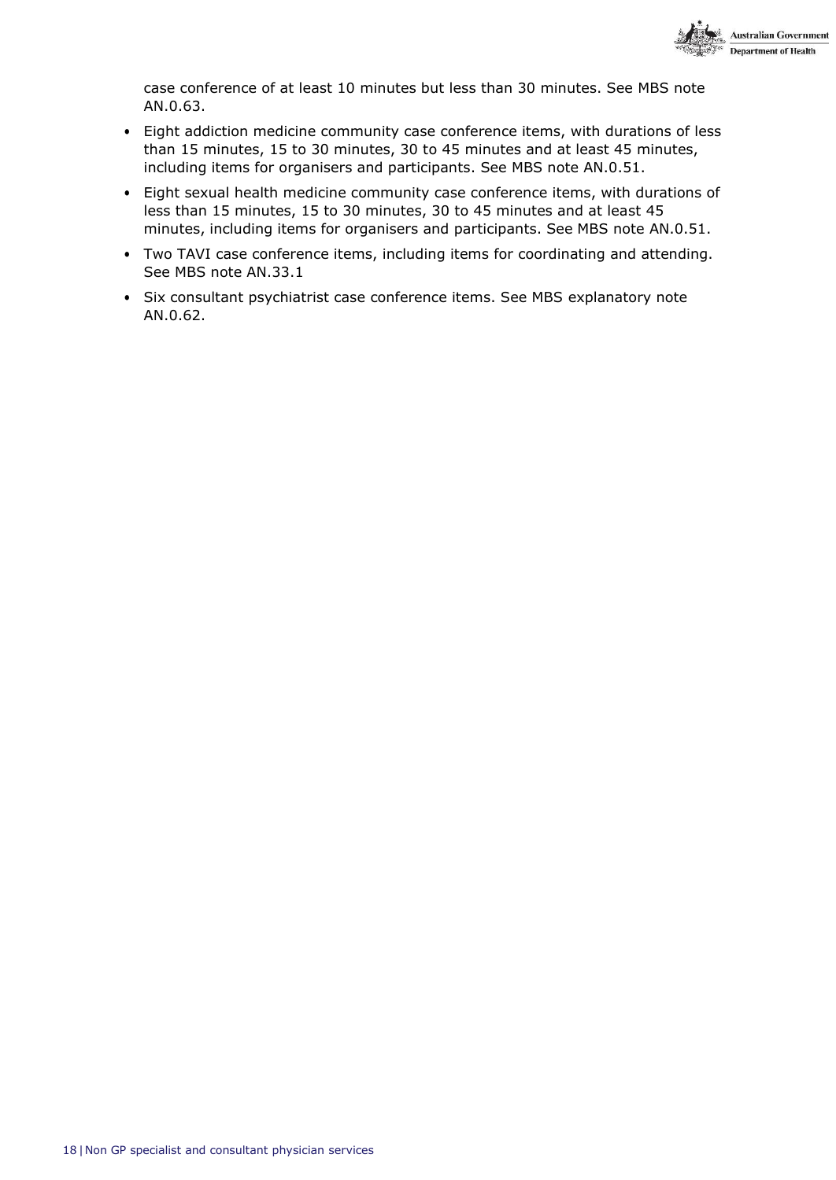case conference of at least 10 minutes but less than 30 minutes. See MBS note AN.0.63.

- Eight addiction medicine community case conference items, with durations of less than 15 minutes, 15 to 30 minutes, 30 to 45 minutes and at least 45 minutes, including items for organisers and participants. See MBS note AN.0.51.
- Eight sexual health medicine community case conference items, with durations of less than 15 minutes, 15 to 30 minutes, 30 to 45 minutes and at least 45 minutes, including items for organisers and participants. See MBS note AN.0.51.
- Two TAVI case conference items, including items for coordinating and attending. See MBS note AN.33.1
- Six consultant psychiatrist case conference items. See MBS explanatory note AN.0.62.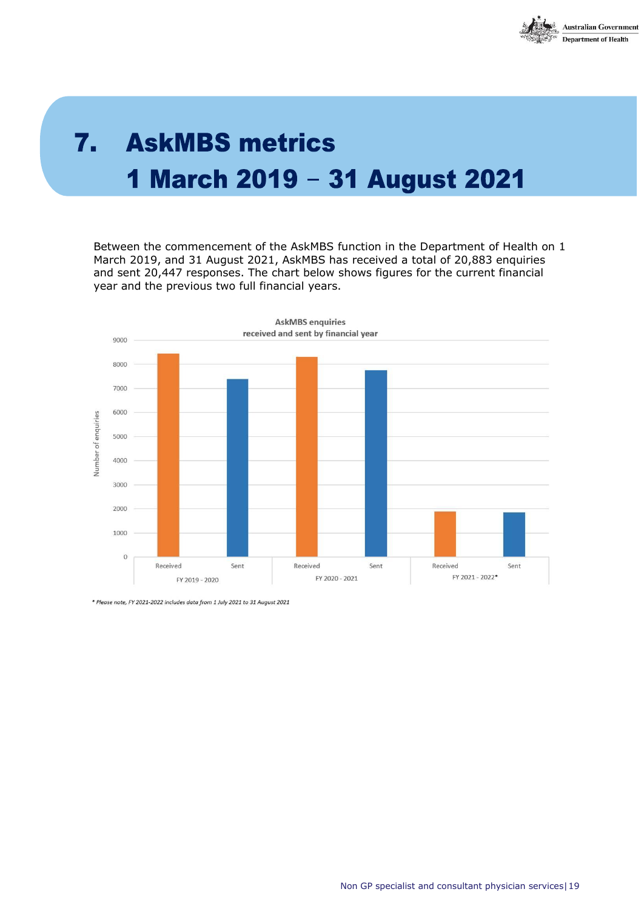# 7. AskMBS metrics 1 March 2019 – 31 August 2021

Between the commencement of the AskMBS function in the Department of Health on 1 March 2019, and 31 August 2021, AskMBS has received a total of 20,883 enquiries and sent 20,447 responses. The chart below shows figures for the current financial year and the previous two full financial years.

AskMBS enquiries
received and sent by financial year

Number of enquiries

9000
8000
7000
6000
5000
4000
3000
2000
1000
0

Received
Sent
FY 2019 - 2020

Received
Sent
FY 2020 - 2021

Received
Sent
FY 2021 - 2022*

*\* Please note, FY 2021-2022 includes data from 1 July 2021 to 31 August 2021*